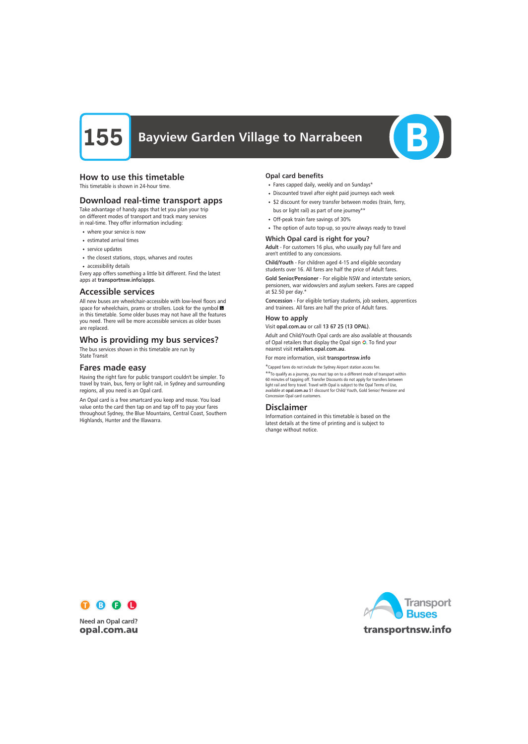# 155 Bayview Garden Village to Narrabeen

## How to use this timetable

This timetable is shown in 24-hour time.

## Download real-time transport apps

Take advantage of handy apps that let you plan your trip on different modes of transport and track many services in real-time. They offer information including:

- where your service is now
- estimated arrival times
- service updates
- the closest stations, stops, wharves and routes
- accessibility details

Every app offers something a little bit different. Find the latest apps at **transportnsw.info/apps**.

## Accessible services

All new buses are wheelchair-accessible with low-level floors and space for wheelchairs, prams or strollers. Look for the symbol ♿ in this timetable. Some older buses may not have all the features you need. There will be more accessible services as older buses are replaced.

## Who is providing my bus services?

The bus services shown in this timetable are run by State Transit

## Fares made easy

Having the right fare for public transport couldn't be simpler. To travel by train, bus, ferry or light rail, in Sydney and surrounding regions, all you need is an Opal card.

An Opal card is a free smartcard you keep and reuse. You load value onto the card then tap on and tap off to pay your fares throughout Sydney, the Blue Mountains, Central Coast, Southern Highlands, Hunter and the Illawarra.

### Opal card benefits

- Fares capped daily, weekly and on Sundays*
- Discounted travel after eight paid journeys each week
- $2 discount for every transfer between modes (train, ferry, bus or light rail) as part of one journey**
- Off-peak train fare savings of 30%
- The option of auto top-up, so you're always ready to travel

### Which Opal card is right for you?

**Adult** - For customers 16 plus, who usually pay full fare and aren't entitled to any concessions.

**Child/Youth** - For children aged 4-15 and eligible secondary students over 16. All fares are half the price of Adult fares.

**Gold Senior/Pensioner** - For eligible NSW and interstate seniors, pensioners, war widows/ers and asylum seekers. Fares are capped at $2.50 per day.*

**Concession** - For eligible tertiary students, job seekers, apprentices and trainees. All fares are half the price of Adult fares.

### How to apply

Visit **opal.com.au** or call **13 67 25 (13 OPAL)**.

Adult and Child/Youth Opal cards are also available at thousands of Opal retailers that display the Opal sign. To find your nearest visit **retailers.opal.com.au**.

For more information, visit **transportnsw.info**

*Capped fares do not include the Sydney Airport station access fee.

**To qualify as a journey, you must tap on to a different mode of transport within 60 minutes of tapping off. Transfer Discounts do not apply for transfers between light rail and ferry travel. Travel with Opal is subject to the Opal Terms of Use, available at **opal.com.au** $1 discount for Child/ Youth, Gold Senior/ Pensioner and Concession Opal card customers.

## Disclaimer

Information contained in this timetable is based on the latest details at the time of printing and is subject to change without notice.

Need an Opal card?
**opal.com.au**

Transport Buses
**transportnsw.info**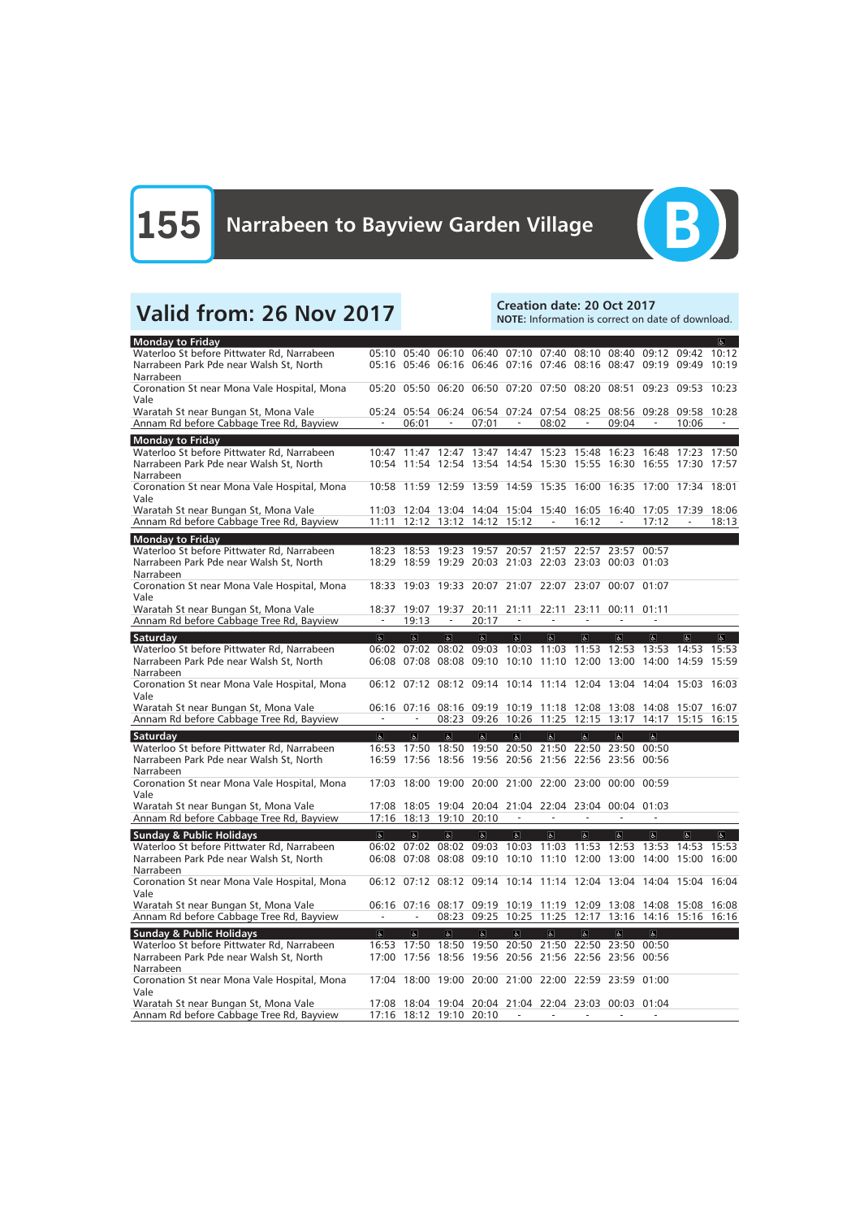# 155 Narrabeen to Bayview Garden Village

B

## Valid from: 26 Nov 2017

**Creation date: 20 Oct 2017**
**NOTE:** Information is correct on date of download.

| Monday to Friday | | | | | | | | | | | ♿ |
|---|---|---|---|---|---|---|---|---|---|---|---|
| Waterloo St before Pittwater Rd, Narrabeen | 05:10 | 05:40 | 06:10 | 06:40 | 07:10 | 07:40 | 08:10 | 08:40 | 09:12 | 09:42 | 10:12 |
| Narrabeen Park Pde near Walsh St, North Narrabeen | 05:16 | 05:46 | 06:16 | 06:46 | 07:16 | 07:46 | 08:16 | 08:47 | 09:19 | 09:49 | 10:19 |
| Coronation St near Mona Vale Hospital, Mona Vale | 05:20 | 05:50 | 06:20 | 06:50 | 07:20 | 07:50 | 08:20 | 08:51 | 09:23 | 09:53 | 10:23 |
| Waratah St near Bungan St, Mona Vale | 05:24 | 05:54 | 06:24 | 06:54 | 07:24 | 07:54 | 08:25 | 08:56 | 09:28 | 09:58 | 10:28 |
| Annam Rd before Cabbage Tree Rd, Bayview | - | 06:01 | - | 07:01 | - | 08:02 | - | 09:04 | - | 10:06 | - |

| Monday to Friday | | | | | | | | | | | |
|---|---|---|---|---|---|---|---|---|---|---|---|
| Waterloo St before Pittwater Rd, Narrabeen | 10:47 | 11:47 | 12:47 | 13:47 | 14:47 | 15:23 | 15:48 | 16:23 | 16:48 | 17:23 | 17:50 |
| Narrabeen Park Pde near Walsh St, North Narrabeen | 10:54 | 11:54 | 12:54 | 13:54 | 14:54 | 15:30 | 15:55 | 16:30 | 16:55 | 17:30 | 17:57 |
| Coronation St near Mona Vale Hospital, Mona Vale | 10:58 | 11:59 | 12:59 | 13:59 | 14:59 | 15:35 | 16:00 | 16:35 | 17:00 | 17:34 | 18:01 |
| Waratah St near Bungan St, Mona Vale | 11:03 | 12:04 | 13:04 | 14:04 | 15:04 | 15:40 | 16:05 | 16:40 | 17:05 | 17:39 | 18:06 |
| Annam Rd before Cabbage Tree Rd, Bayview | 11:11 | 12:12 | 13:12 | 14:12 | 15:12 | - | 16:12 | - | 17:12 | - | 18:13 |

| Monday to Friday | | | | | | | | | |
|---|---|---|---|---|---|---|---|---|---|
| Waterloo St before Pittwater Rd, Narrabeen | 18:23 | 18:53 | 19:23 | 19:57 | 20:57 | 21:57 | 22:57 | 23:57 | 00:57 |
| Narrabeen Park Pde near Walsh St, North Narrabeen | 18:29 | 18:59 | 19:29 | 20:03 | 21:03 | 22:03 | 23:03 | 00:03 | 01:03 |
| Coronation St near Mona Vale Hospital, Mona Vale | 18:33 | 19:03 | 19:33 | 20:07 | 21:07 | 22:07 | 23:07 | 00:07 | 01:07 |
| Waratah St near Bungan St, Mona Vale | 18:37 | 19:07 | 19:37 | 20:11 | 21:11 | 22:11 | 23:11 | 00:11 | 01:11 |
| Annam Rd before Cabbage Tree Rd, Bayview | - | 19:13 | - | 20:17 | - | - | - | - | - |

| Saturday | ♿ | ♿ | ♿ | ♿ | ♿ | ♿ | ♿ | ♿ | ♿ | ♿ | ♿ |
|---|---|---|---|---|---|---|---|---|---|---|---|
| Waterloo St before Pittwater Rd, Narrabeen | 06:02 | 07:02 | 08:02 | 09:03 | 10:03 | 11:03 | 11:53 | 12:53 | 13:53 | 14:53 | 15:53 |
| Narrabeen Park Pde near Walsh St, North Narrabeen | 06:08 | 07:08 | 08:08 | 09:10 | 10:10 | 11:10 | 12:00 | 13:00 | 14:00 | 14:59 | 15:59 |
| Coronation St near Mona Vale Hospital, Mona Vale | 06:12 | 07:12 | 08:12 | 09:14 | 10:14 | 11:14 | 12:04 | 13:04 | 14:04 | 15:03 | 16:03 |
| Waratah St near Bungan St, Mona Vale | 06:16 | 07:16 | 08:16 | 09:19 | 10:19 | 11:18 | 12:08 | 13:08 | 14:08 | 15:07 | 16:07 |
| Annam Rd before Cabbage Tree Rd, Bayview | - | - | 08:23 | 09:26 | 10:26 | 11:25 | 12:15 | 13:17 | 14:17 | 15:15 | 16:15 |

| Saturday | ♿ | ♿ | ♿ | ♿ | ♿ | ♿ | ♿ | ♿ | ♿ |
|---|---|---|---|---|---|---|---|---|---|
| Waterloo St before Pittwater Rd, Narrabeen | 16:53 | 17:50 | 18:50 | 19:50 | 20:50 | 21:50 | 22:50 | 23:50 | 00:50 |
| Narrabeen Park Pde near Walsh St, North Narrabeen | 16:59 | 17:56 | 18:56 | 19:56 | 20:56 | 21:56 | 22:56 | 23:56 | 00:56 |
| Coronation St near Mona Vale Hospital, Mona Vale | 17:03 | 18:00 | 19:00 | 20:00 | 21:00 | 22:00 | 23:00 | 00:00 | 00:59 |
| Waratah St near Bungan St, Mona Vale | 17:08 | 18:05 | 19:04 | 20:04 | 21:04 | 22:04 | 23:04 | 00:04 | 01:03 |
| Annam Rd before Cabbage Tree Rd, Bayview | 17:16 | 18:13 | 19:10 | 20:10 | - | - | - | - | - |

| Sunday & Public Holidays | ♿ | ♿ | ♿ | ♿ | ♿ | ♿ | ♿ | ♿ | ♿ | ♿ | ♿ |
|---|---|---|---|---|---|---|---|---|---|---|---|
| Waterloo St before Pittwater Rd, Narrabeen | 06:02 | 07:02 | 08:02 | 09:03 | 10:03 | 11:03 | 11:53 | 12:53 | 13:53 | 14:53 | 15:53 |
| Narrabeen Park Pde near Walsh St, North Narrabeen | 06:08 | 07:08 | 08:08 | 09:10 | 10:10 | 11:10 | 12:00 | 13:00 | 14:00 | 15:00 | 16:00 |
| Coronation St near Mona Vale Hospital, Mona Vale | 06:12 | 07:12 | 08:12 | 09:14 | 10:14 | 11:14 | 12:04 | 13:04 | 14:04 | 15:04 | 16:04 |
| Waratah St near Bungan St, Mona Vale | 06:16 | 07:16 | 08:17 | 09:19 | 10:19 | 11:19 | 12:09 | 13:08 | 14:08 | 15:08 | 16:08 |
| Annam Rd before Cabbage Tree Rd, Bayview | - | - | 08:23 | 09:25 | 10:25 | 11:25 | 12:17 | 13:16 | 14:16 | 15:16 | 16:16 |

| Sunday & Public Holidays | ♿ | ♿ | ♿ | ♿ | ♿ | ♿ | ♿ | ♿ | ♿ |
|---|---|---|---|---|---|---|---|---|---|
| Waterloo St before Pittwater Rd, Narrabeen | 16:53 | 17:50 | 18:50 | 19:50 | 20:50 | 21:50 | 22:50 | 23:50 | 00:50 |
| Narrabeen Park Pde near Walsh St, North Narrabeen | 17:00 | 17:56 | 18:56 | 19:56 | 20:56 | 21:56 | 22:56 | 23:56 | 00:56 |
| Coronation St near Mona Vale Hospital, Mona Vale | 17:04 | 18:00 | 19:00 | 20:00 | 21:00 | 22:00 | 22:59 | 23:59 | 01:00 |
| Waratah St near Bungan St, Mona Vale | 17:08 | 18:04 | 19:04 | 20:04 | 21:04 | 22:04 | 23:03 | 00:03 | 01:04 |
| Annam Rd before Cabbage Tree Rd, Bayview | 17:16 | 18:12 | 19:10 | 20:10 | - | - | - | - | - |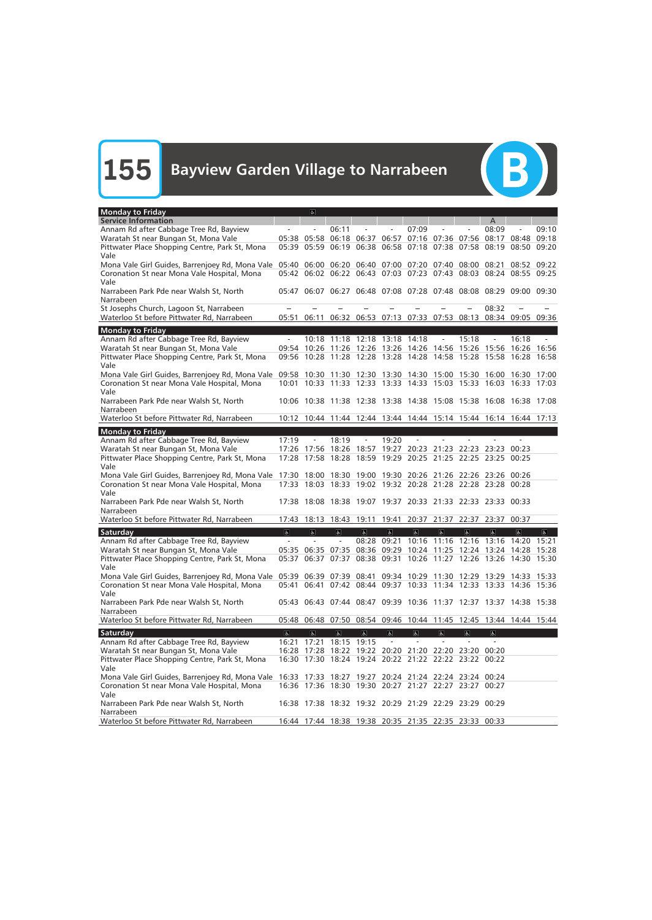# 155 Bayview Garden Village to Narrabeen

B

## Monday to Friday

| Service Information | ♿ | | | | | | | | A | | |
|---|---|---|---|---|---|---|---|---|---|---|---|
| Annam Rd after Cabbage Tree Rd, Bayview | - | - | 06:11 | - | - | 07:09 | - | - | 08:09 | - | 09:10 |
| Waratah St near Bungan St, Mona Vale | 05:38 | 05:58 | 06:18 | 06:37 | 06:57 | 07:16 | 07:36 | 07:56 | 08:17 | 08:48 | 09:18 |
| Pittwater Place Shopping Centre, Park St, Mona Vale | 05:39 | 05:59 | 06:19 | 06:38 | 06:58 | 07:18 | 07:38 | 07:58 | 08:19 | 08:50 | 09:20 |
| Mona Vale Girl Guides, Barrenjoey Rd, Mona Vale | 05:40 | 06:00 | 06:20 | 06:40 | 07:00 | 07:20 | 07:40 | 08:00 | 08:21 | 08:52 | 09:22 |
| Coronation St near Mona Vale Hospital, Mona Vale | 05:42 | 06:02 | 06:22 | 06:43 | 07:03 | 07:23 | 07:43 | 08:03 | 08:24 | 08:55 | 09:25 |
| Narrabeen Park Pde near Walsh St, North Narrabeen | 05:47 | 06:07 | 06:27 | 06:48 | 07:08 | 07:28 | 07:48 | 08:08 | 08:29 | 09:00 | 09:30 |
| St Josephs Church, Lagoon St, Narrabeen | – | – | – | – | – | – | – | – | 08:32 | – | – |
| Waterloo St before Pittwater Rd, Narrabeen | 05:51 | 06:11 | 06:32 | 06:53 | 07:13 | 07:33 | 07:53 | 08:13 | 08:34 | 09:05 | 09:36 |

## Monday to Friday

| | | | | | | | | | | | |
|---|---|---|---|---|---|---|---|---|---|---|---|
| Annam Rd after Cabbage Tree Rd, Bayview | - | 10:18 | 11:18 | 12:18 | 13:18 | 14:18 | - | 15:18 | - | 16:18 | - |
| Waratah St near Bungan St, Mona Vale | 09:54 | 10:26 | 11:26 | 12:26 | 13:26 | 14:26 | 14:56 | 15:26 | 15:56 | 16:26 | 16:56 |
| Pittwater Place Shopping Centre, Park St, Mona Vale | 09:56 | 10:28 | 11:28 | 12:28 | 13:28 | 14:28 | 14:58 | 15:28 | 15:58 | 16:28 | 16:58 |
| Mona Vale Girl Guides, Barrenjoey Rd, Mona Vale | 09:58 | 10:30 | 11:30 | 12:30 | 13:30 | 14:30 | 15:00 | 15:30 | 16:00 | 16:30 | 17:00 |
| Coronation St near Mona Vale Hospital, Mona Vale | 10:01 | 10:33 | 11:33 | 12:33 | 13:33 | 14:33 | 15:03 | 15:33 | 16:03 | 16:33 | 17:03 |
| Narrabeen Park Pde near Walsh St, North Narrabeen | 10:06 | 10:38 | 11:38 | 12:38 | 13:38 | 14:38 | 15:08 | 15:38 | 16:08 | 16:38 | 17:08 |
| Waterloo St before Pittwater Rd, Narrabeen | 10:12 | 10:44 | 11:44 | 12:44 | 13:44 | 14:44 | 15:14 | 15:44 | 16:14 | 16:44 | 17:13 |

## Monday to Friday

| | | | | | | | | | | |
|---|---|---|---|---|---|---|---|---|---|---|
| Annam Rd after Cabbage Tree Rd, Bayview | 17:19 | - | 18:19 | - | 19:20 | - | - | - | - | - |
| Waratah St near Bungan St, Mona Vale | 17:26 | 17:56 | 18:26 | 18:57 | 19:27 | 20:23 | 21:23 | 22:23 | 23:23 | 00:23 |
| Pittwater Place Shopping Centre, Park St, Mona Vale | 17:28 | 17:58 | 18:28 | 18:59 | 19:29 | 20:25 | 21:25 | 22:25 | 23:25 | 00:25 |
| Mona Vale Girl Guides, Barrenjoey Rd, Mona Vale | 17:30 | 18:00 | 18:30 | 19:00 | 19:30 | 20:26 | 21:26 | 22:26 | 23:26 | 00:26 |
| Coronation St near Mona Vale Hospital, Mona Vale | 17:33 | 18:03 | 18:33 | 19:02 | 19:32 | 20:28 | 21:28 | 22:28 | 23:28 | 00:28 |
| Narrabeen Park Pde near Walsh St, North Narrabeen | 17:38 | 18:08 | 18:38 | 19:07 | 19:37 | 20:33 | 21:33 | 22:33 | 23:33 | 00:33 |
| Waterloo St before Pittwater Rd, Narrabeen | 17:43 | 18:13 | 18:43 | 19:11 | 19:41 | 20:37 | 21:37 | 22:37 | 23:37 | 00:37 |

## Saturday

| | ♿ | ♿ | ♿ | ♿ | ♿ | ♿ | ♿ | ♿ | ♿ | ♿ | ♿ |
|---|---|---|---|---|---|---|---|---|---|---|---|
| Annam Rd after Cabbage Tree Rd, Bayview | - | - | - | 08:28 | 09:21 | 10:16 | 11:16 | 12:16 | 13:16 | 14:20 | 15:21 |
| Waratah St near Bungan St, Mona Vale | 05:35 | 06:35 | 07:35 | 08:36 | 09:29 | 10:24 | 11:25 | 12:24 | 13:24 | 14:28 | 15:28 |
| Pittwater Place Shopping Centre, Park St, Mona Vale | 05:37 | 06:37 | 07:37 | 08:38 | 09:31 | 10:26 | 11:27 | 12:26 | 13:26 | 14:30 | 15:30 |
| Mona Vale Girl Guides, Barrenjoey Rd, Mona Vale | 05:39 | 06:39 | 07:39 | 08:41 | 09:34 | 10:29 | 11:30 | 12:29 | 13:29 | 14:33 | 15:33 |
| Coronation St near Mona Vale Hospital, Mona Vale | 05:41 | 06:41 | 07:42 | 08:44 | 09:37 | 10:33 | 11:34 | 12:33 | 13:33 | 14:36 | 15:36 |
| Narrabeen Park Pde near Walsh St, North Narrabeen | 05:43 | 06:43 | 07:44 | 08:47 | 09:39 | 10:36 | 11:37 | 12:37 | 13:37 | 14:38 | 15:38 |
| Waterloo St before Pittwater Rd, Narrabeen | 05:48 | 06:48 | 07:50 | 08:54 | 09:46 | 10:44 | 11:45 | 12:45 | 13:44 | 14:44 | 15:44 |

## Saturday

| | ♿ | ♿ | ♿ | ♿ | ♿ | ♿ | ♿ | ♿ | ♿ |
|---|---|---|---|---|---|---|---|---|---|
| Annam Rd after Cabbage Tree Rd, Bayview | 16:21 | 17:21 | 18:15 | 19:15 | - | - | - | - | - |
| Waratah St near Bungan St, Mona Vale | 16:28 | 17:28 | 18:22 | 19:22 | 20:20 | 21:20 | 22:20 | 23:20 | 00:20 |
| Pittwater Place Shopping Centre, Park St, Mona Vale | 16:30 | 17:30 | 18:24 | 19:24 | 20:22 | 21:22 | 22:22 | 23:22 | 00:22 |
| Mona Vale Girl Guides, Barrenjoey Rd, Mona Vale | 16:33 | 17:33 | 18:27 | 19:27 | 20:24 | 21:24 | 22:24 | 23:24 | 00:24 |
| Coronation St near Mona Vale Hospital, Mona Vale | 16:36 | 17:36 | 18:30 | 19:30 | 20:27 | 21:27 | 22:27 | 23:27 | 00:27 |
| Narrabeen Park Pde near Walsh St, North Narrabeen | 16:38 | 17:38 | 18:32 | 19:32 | 20:29 | 21:29 | 22:29 | 23:29 | 00:29 |
| Waterloo St before Pittwater Rd, Narrabeen | 16:44 | 17:44 | 18:38 | 19:38 | 20:35 | 21:35 | 22:35 | 23:33 | 00:33 |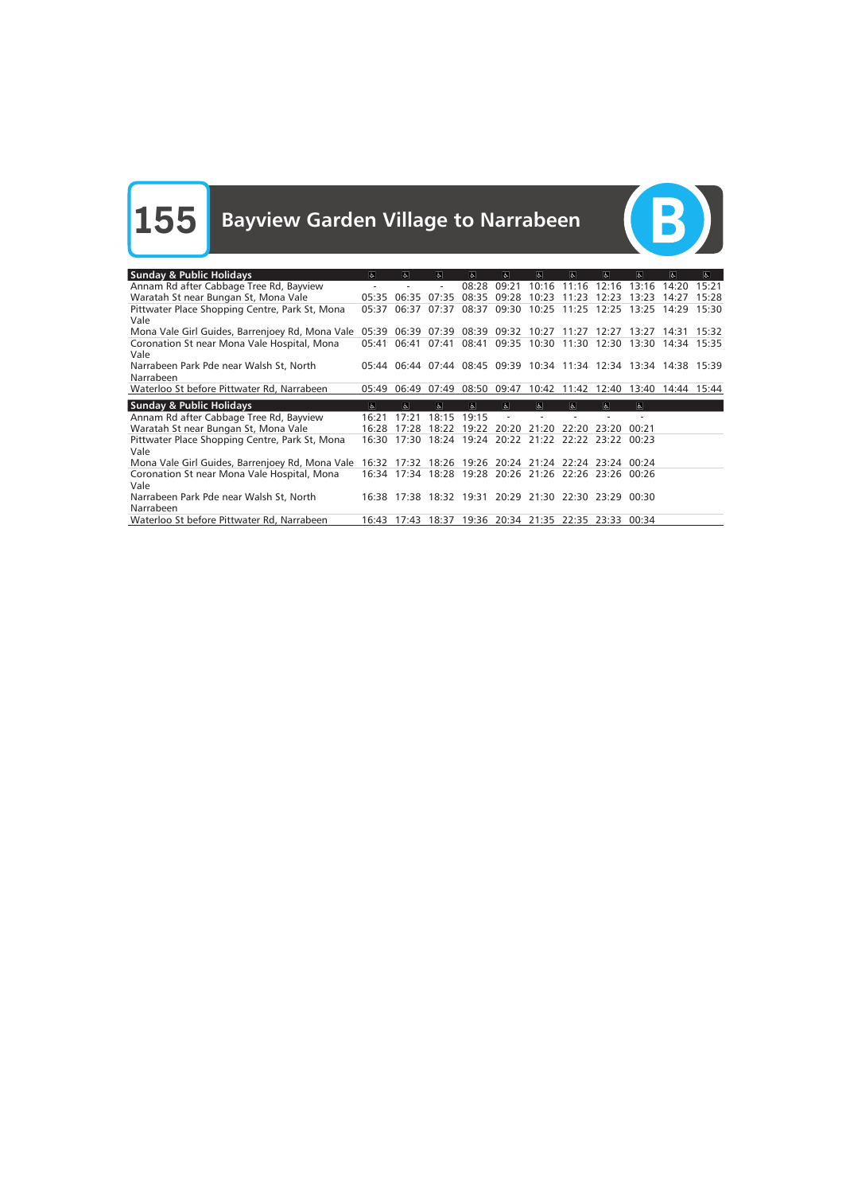# 155 Bayview Garden Village to Narrabeen

B

| Sunday & Public Holidays | ♿ | ♿ | ♿ | ♿ | ♿ | ♿ | ♿ | ♿ | ♿ | ♿ | ♿ |
|---|---|---|---|---|---|---|---|---|---|---|---|
| Annam Rd after Cabbage Tree Rd, Bayview | - | - | - | 08:28 | 09:21 | 10:16 | 11:16 | 12:16 | 13:16 | 14:20 | 15:21 |
| Waratah St near Bungan St, Mona Vale | 05:35 | 06:35 | 07:35 | 08:35 | 09:28 | 10:23 | 11:23 | 12:23 | 13:23 | 14:27 | 15:28 |
| Pittwater Place Shopping Centre, Park St, Mona Vale | 05:37 | 06:37 | 07:37 | 08:37 | 09:30 | 10:25 | 11:25 | 12:25 | 13:25 | 14:29 | 15:30 |
| Mona Vale Girl Guides, Barrenjoey Rd, Mona Vale | 05:39 | 06:39 | 07:39 | 08:39 | 09:32 | 10:27 | 11:27 | 12:27 | 13:27 | 14:31 | 15:32 |
| Coronation St near Mona Vale Hospital, Mona Vale | 05:41 | 06:41 | 07:41 | 08:41 | 09:35 | 10:30 | 11:30 | 12:30 | 13:30 | 14:34 | 15:35 |
| Narrabeen Park Pde near Walsh St, North Narrabeen | 05:44 | 06:44 | 07:44 | 08:45 | 09:39 | 10:34 | 11:34 | 12:34 | 13:34 | 14:38 | 15:39 |
| Waterloo St before Pittwater Rd, Narrabeen | 05:49 | 06:49 | 07:49 | 08:50 | 09:47 | 10:42 | 11:42 | 12:40 | 13:40 | 14:44 | 15:44 |

| Sunday & Public Holidays | ♿ | ♿ | ♿ | ♿ | ♿ | ♿ | ♿ | ♿ | ♿ |
|---|---|---|---|---|---|---|---|---|---|
| Annam Rd after Cabbage Tree Rd, Bayview | 16:21 | 17:21 | 18:15 | 19:15 | - | - | - | - | - |
| Waratah St near Bungan St, Mona Vale | 16:28 | 17:28 | 18:22 | 19:22 | 20:20 | 21:20 | 22:20 | 23:20 | 00:21 |
| Pittwater Place Shopping Centre, Park St, Mona Vale | 16:30 | 17:30 | 18:24 | 19:24 | 20:22 | 21:22 | 22:22 | 23:22 | 00:23 |
| Mona Vale Girl Guides, Barrenjoey Rd, Mona Vale | 16:32 | 17:32 | 18:26 | 19:26 | 20:24 | 21:24 | 22:24 | 23:24 | 00:24 |
| Coronation St near Mona Vale Hospital, Mona Vale | 16:34 | 17:34 | 18:28 | 19:28 | 20:26 | 21:26 | 22:26 | 23:26 | 00:26 |
| Narrabeen Park Pde near Walsh St, North Narrabeen | 16:38 | 17:38 | 18:32 | 19:31 | 20:29 | 21:30 | 22:30 | 23:29 | 00:30 |
| Waterloo St before Pittwater Rd, Narrabeen | 16:43 | 17:43 | 18:37 | 19:36 | 20:34 | 21:35 | 22:35 | 23:33 | 00:34 |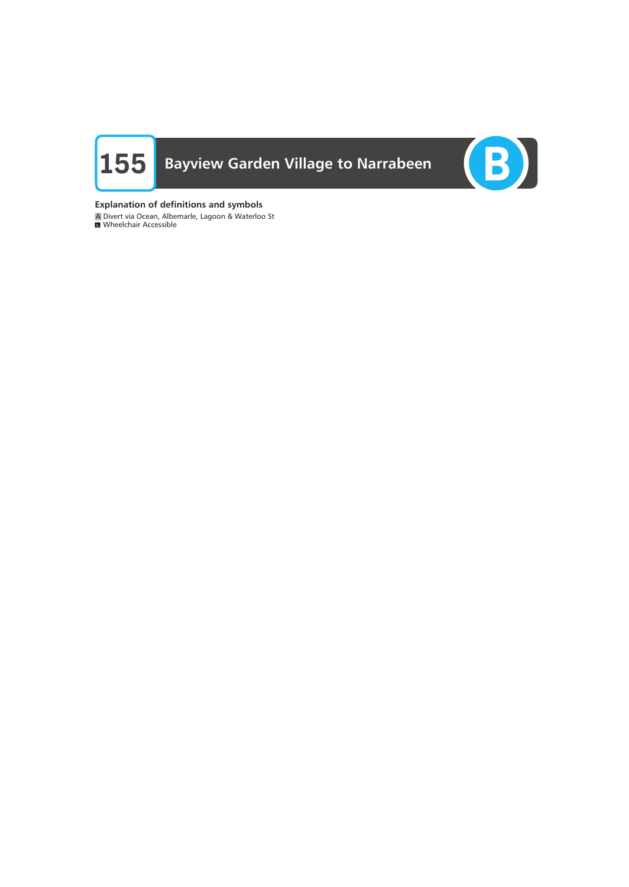# 155 Bayview Garden Village to Narrabeen

B

**Explanation of definitions and symbols**

A Divert via Ocean, Albemarle, Lagoon & Waterloo St

Wheelchair Accessible